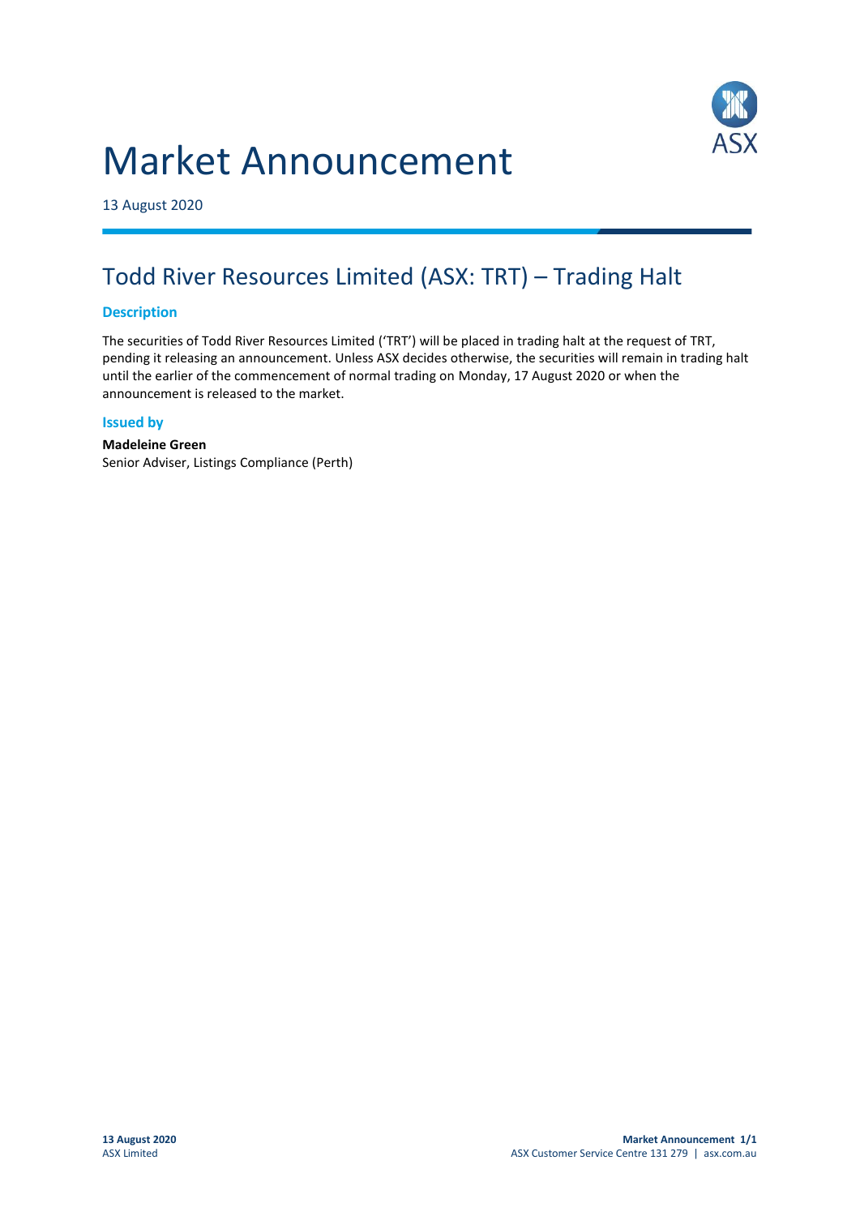# Market Announcement

13 August 2020

## Todd River Resources Limited (ASX: TRT) – Trading Halt

### Description

The securities of Todd River Resources Limited ('TRT') will be placed in trading halt at the request of TRT, pending it releasing an announcement. Unless ASX decides otherwise, the securities will remain in trading halt until the earlier of the commencement of normal trading on Monday, 17 August 2020 or when the announcement is released to the market.

### Issued by

**Madeleine Green**
Senior Adviser, Listings Compliance (Perth)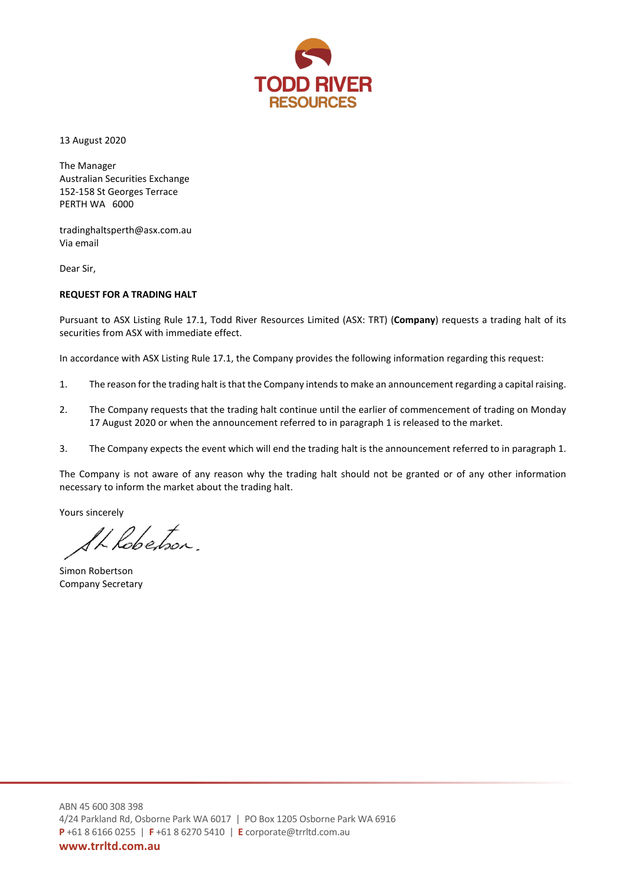**TODD RIVER**
**RESOURCES**

13 August 2020

The Manager
Australian Securities Exchange
152-158 St Georges Terrace
PERTH WA 6000

tradinghaltsperth@asx.com.au
Via email

Dear Sir,

**REQUEST FOR A TRADING HALT**

Pursuant to ASX Listing Rule 17.1, Todd River Resources Limited (ASX: TRT) (**Company**) requests a trading halt of its securities from ASX with immediate effect.

In accordance with ASX Listing Rule 17.1, the Company provides the following information regarding this request:

1. The reason for the trading halt is that the Company intends to make an announcement regarding a capital raising.

2. The Company requests that the trading halt continue until the earlier of commencement of trading on Monday 17 August 2020 or when the announcement referred to in paragraph 1 is released to the market.

3. The Company expects the event which will end the trading halt is the announcement referred to in paragraph 1.

The Company is not aware of any reason why the trading halt should not be granted or of any other information necessary to inform the market about the trading halt.

Yours sincerely

Simon Robertson
Company Secretary

ABN 45 600 308 398
4/24 Parkland Rd, Osborne Park WA 6017 | PO Box 1205 Osborne Park WA 6916
**P** +61 8 6166 0255 | **F** +61 8 6270 5410 | **E** corporate@trrltd.com.au
**www.trrltd.com.au**